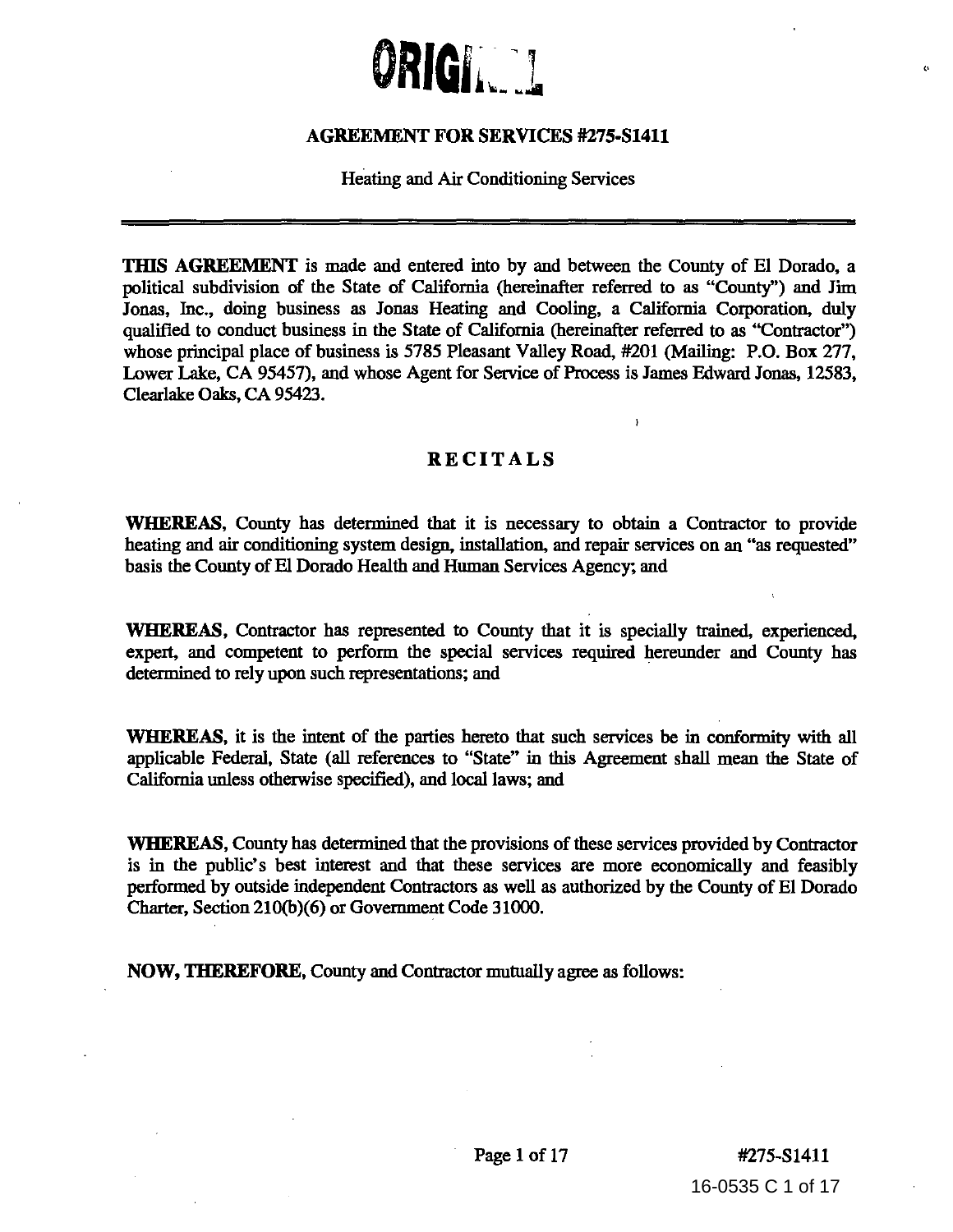ORIGINAL

# AGREEMENT FOR SERVICES #275-S1411

Heating and Air Conditioning Services

---

**THIS AGREEMENT** is made and entered into by and between the County of El Dorado, a political subdivision of the State of California (hereinafter referred to as "County") and Jim Jonas, Inc., doing business as Jonas Heating and Cooling, a California Corporation, duly qualified to conduct business in the State of California (hereinafter referred to as "Contractor") whose principal place of business is 5785 Pleasant Valley Road, #201 (Mailing: P.O. Box 277, Lower Lake, CA 95457), and whose Agent for Service of Process is James Edward Jonas, 12583, Clearlake Oaks, CA 95423.

## RECITALS

**WHEREAS,** County has determined that it is necessary to obtain a Contractor to provide heating and air conditioning system design, installation, and repair services on an "as requested" basis the County of El Dorado Health and Human Services Agency; and

**WHEREAS,** Contractor has represented to County that it is specially trained, experienced, expert, and competent to perform the special services required hereunder and County has determined to rely upon such representations; and

**WHEREAS,** it is the intent of the parties hereto that such services be in conformity with all applicable Federal, State (all references to "State" in this Agreement shall mean the State of California unless otherwise specified), and local laws; and

**WHEREAS,** County has determined that the provisions of these services provided by Contractor is in the public's best interest and that these services are more economically and feasibly performed by outside independent Contractors as well as authorized by the County of El Dorado Charter, Section 210(b)(6) or Government Code 31000.

**NOW, THEREFORE,** County and Contractor mutually agree as follows: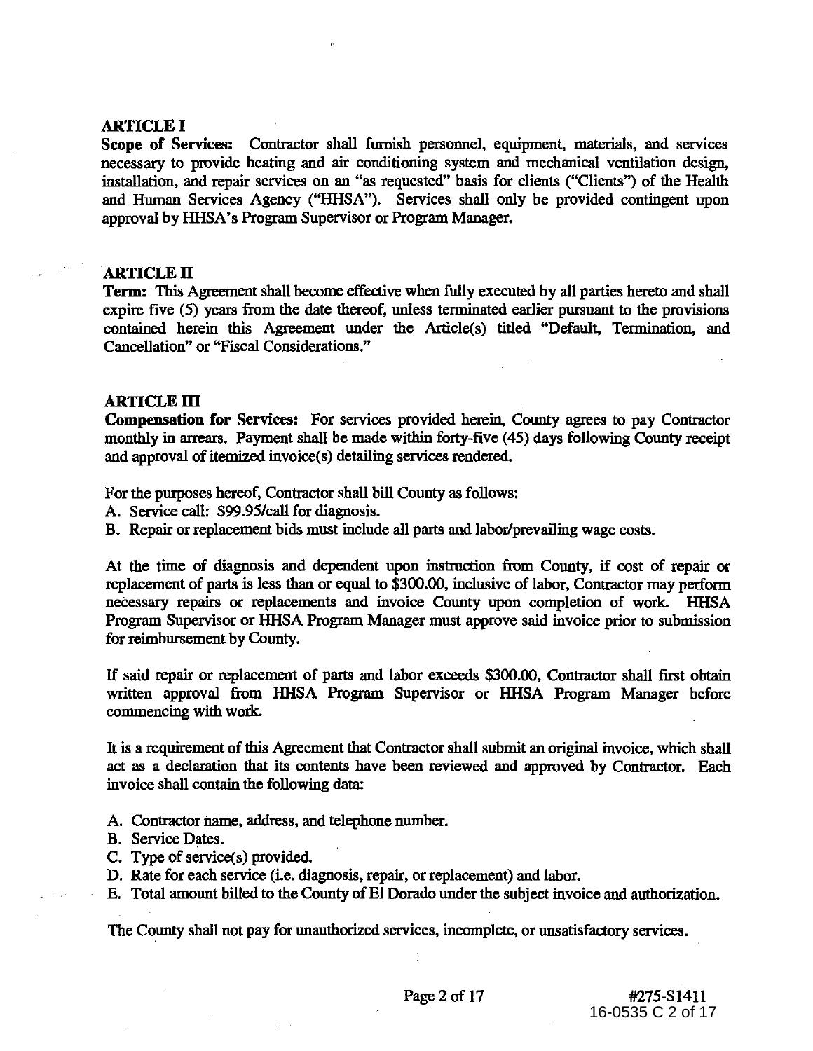**ARTICLE I**

**Scope of Services:** Contractor shall furnish personnel, equipment, materials, and services necessary to provide heating and air conditioning system and mechanical ventilation design, installation, and repair services on an "as requested" basis for clients ("Clients") of the Health and Human Services Agency ("HHSA"). Services shall only be provided contingent upon approval by HHSA's Program Supervisor or Program Manager.

**ARTICLE II**

**Term:** This Agreement shall become effective when fully executed by all parties hereto and shall expire five (5) years from the date thereof, unless terminated earlier pursuant to the provisions contained herein this Agreement under the Article(s) titled "Default, Termination, and Cancellation" or "Fiscal Considerations."

**ARTICLE III**

**Compensation for Services:** For services provided herein, County agrees to pay Contractor monthly in arrears. Payment shall be made within forty-five (45) days following County receipt and approval of itemized invoice(s) detailing services rendered.

For the purposes hereof, Contractor shall bill County as follows:

A. Service call: $99.95/call for diagnosis.
B. Repair or replacement bids must include all parts and labor/prevailing wage costs.

At the time of diagnosis and dependent upon instruction from County, if cost of repair or replacement of parts is less than or equal to $300.00, inclusive of labor, Contractor may perform necessary repairs or replacements and invoice County upon completion of work. HHSA Program Supervisor or HHSA Program Manager must approve said invoice prior to submission for reimbursement by County.

If said repair or replacement of parts and labor exceeds $300.00, Contractor shall first obtain written approval from HHSA Program Supervisor or HHSA Program Manager before commencing with work.

It is a requirement of this Agreement that Contractor shall submit an original invoice, which shall act as a declaration that its contents have been reviewed and approved by Contractor. Each invoice shall contain the following data:

A. Contractor name, address, and telephone number.
B. Service Dates.
C. Type of service(s) provided.
D. Rate for each service (i.e. diagnosis, repair, or replacement) and labor.
E. Total amount billed to the County of El Dorado under the subject invoice and authorization.

The County shall not pay for unauthorized services, incomplete, or unsatisfactory services.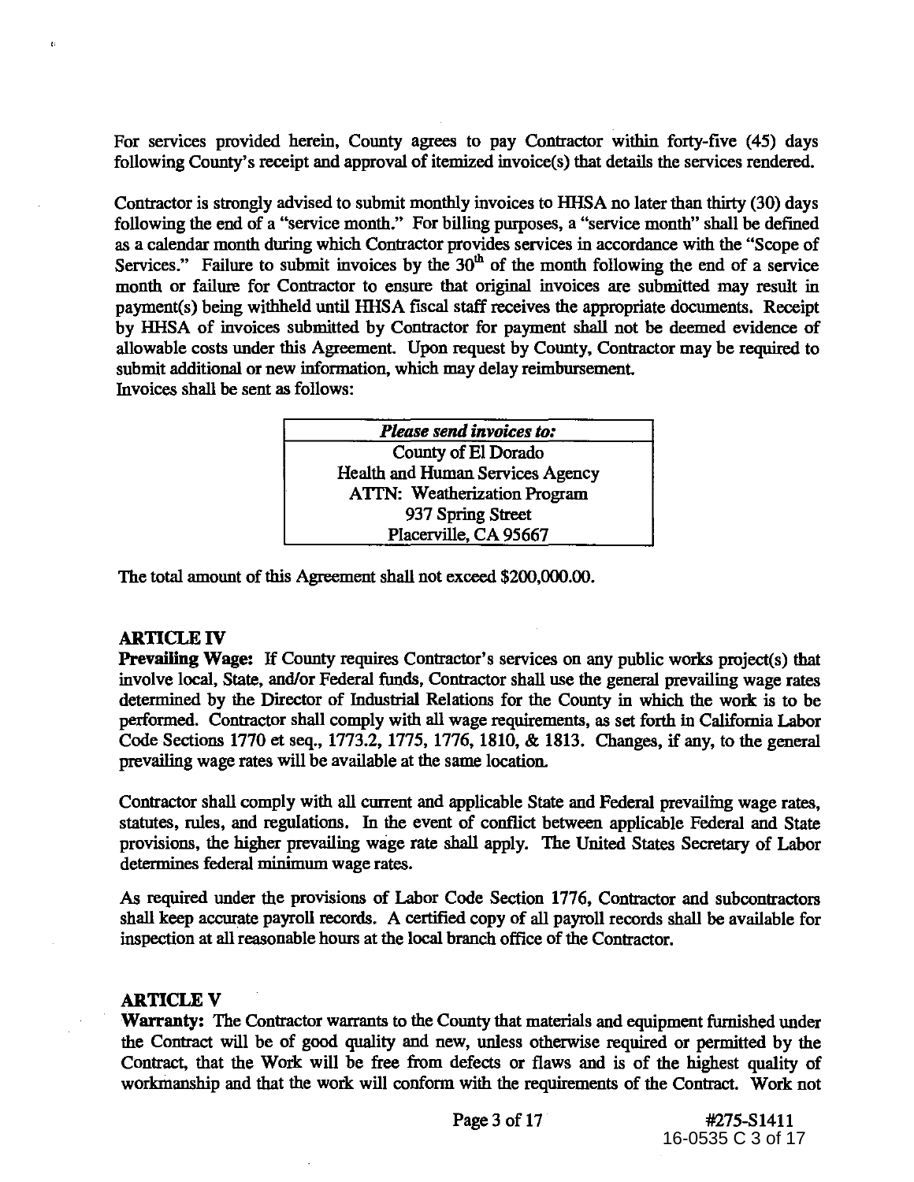For services provided herein, County agrees to pay Contractor within forty-five (45) days following County's receipt and approval of itemized invoice(s) that details the services rendered.

Contractor is strongly advised to submit monthly invoices to HHSA no later than thirty (30) days following the end of a "service month." For billing purposes, a "service month" shall be defined as a calendar month during which Contractor provides services in accordance with the "Scope of Services." Failure to submit invoices by the 30th of the month following the end of a service month or failure for Contractor to ensure that original invoices are submitted may result in payment(s) being withheld until HHSA fiscal staff receives the appropriate documents. Receipt by HHSA of invoices submitted by Contractor for payment shall not be deemed evidence of allowable costs under this Agreement. Upon request by County, Contractor may be required to submit additional or new information, which may delay reimbursement.
Invoices shall be sent as follows:

| *Please send invoices to:* |
|---|
| County of El Dorado<br>Health and Human Services Agency<br>ATTN: Weatherization Program<br>937 Spring Street<br>Placerville, CA 95667 |

The total amount of this Agreement shall not exceed $200,000.00.

## ARTICLE IV

**Prevailing Wage:** If County requires Contractor's services on any public works project(s) that involve local, State, and/or Federal funds, Contractor shall use the general prevailing wage rates determined by the Director of Industrial Relations for the County in which the work is to be performed. Contractor shall comply with all wage requirements, as set forth in California Labor Code Sections 1770 et seq., 1773.2, 1775, 1776, 1810, & 1813. Changes, if any, to the general prevailing wage rates will be available at the same location.

Contractor shall comply with all current and applicable State and Federal prevailing wage rates, statutes, rules, and regulations. In the event of conflict between applicable Federal and State provisions, the higher prevailing wage rate shall apply. The United States Secretary of Labor determines federal minimum wage rates.

As required under the provisions of Labor Code Section 1776, Contractor and subcontractors shall keep accurate payroll records. A certified copy of all payroll records shall be available for inspection at all reasonable hours at the local branch office of the Contractor.

## ARTICLE V

**Warranty:** The Contractor warrants to the County that materials and equipment furnished under the Contract will be of good quality and new, unless otherwise required or permitted by the Contract, that the Work will be free from defects or flaws and is of the highest quality of workmanship and that the work will conform with the requirements of the Contract. Work not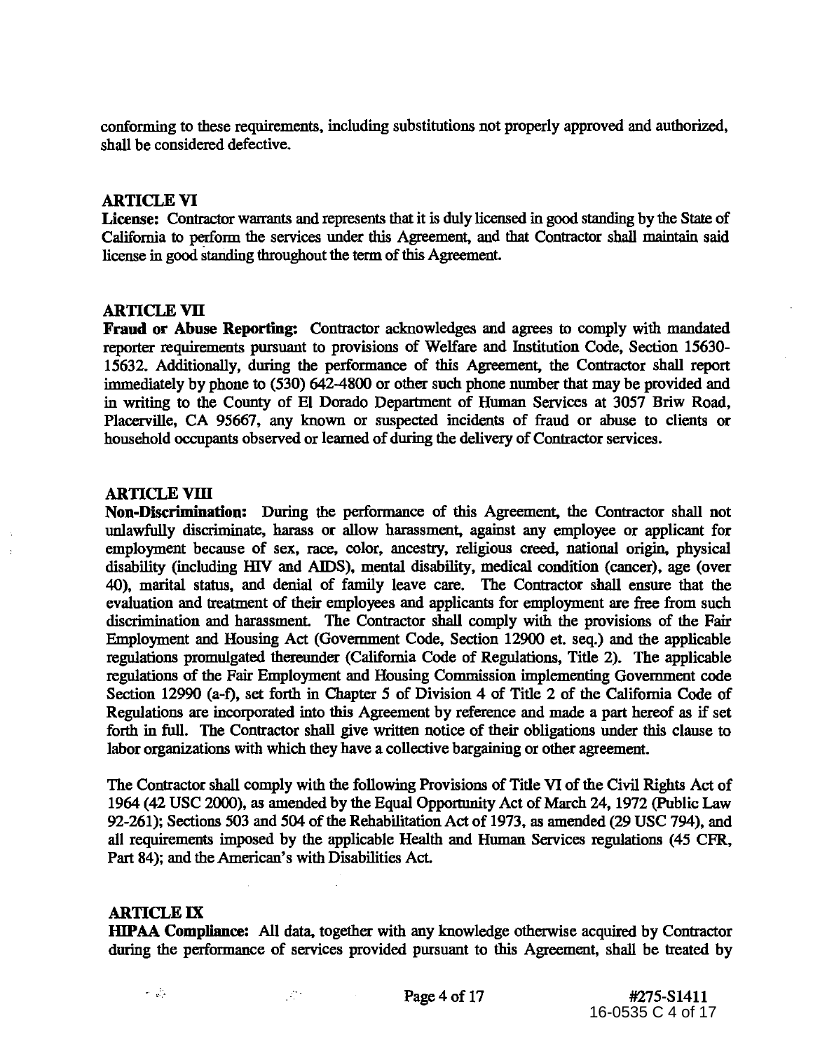conforming to these requirements, including substitutions not properly approved and authorized, shall be considered defective.

## ARTICLE VI

**License:** Contractor warrants and represents that it is duly licensed in good standing by the State of California to perform the services under this Agreement, and that Contractor shall maintain said license in good standing throughout the term of this Agreement.

## ARTICLE VII

**Fraud or Abuse Reporting:** Contractor acknowledges and agrees to comply with mandated reporter requirements pursuant to provisions of Welfare and Institution Code, Section 15630-15632. Additionally, during the performance of this Agreement, the Contractor shall report immediately by phone to (530) 642-4800 or other such phone number that may be provided and in writing to the County of El Dorado Department of Human Services at 3057 Briw Road, Placerville, CA 95667, any known or suspected incidents of fraud or abuse to clients or household occupants observed or learned of during the delivery of Contractor services.

## ARTICLE VIII

**Non-Discrimination:** During the performance of this Agreement, the Contractor shall not unlawfully discriminate, harass or allow harassment, against any employee or applicant for employment because of sex, race, color, ancestry, religious creed, national origin, physical disability (including HIV and AIDS), mental disability, medical condition (cancer), age (over 40), marital status, and denial of family leave care. The Contractor shall ensure that the evaluation and treatment of their employees and applicants for employment are free from such discrimination and harassment. The Contractor shall comply with the provisions of the Fair Employment and Housing Act (Government Code, Section 12900 et. seq.) and the applicable regulations promulgated thereunder (California Code of Regulations, Title 2). The applicable regulations of the Fair Employment and Housing Commission implementing Government code Section 12990 (a-f), set forth in Chapter 5 of Division 4 of Title 2 of the California Code of Regulations are incorporated into this Agreement by reference and made a part hereof as if set forth in full. The Contractor shall give written notice of their obligations under this clause to labor organizations with which they have a collective bargaining or other agreement.

The Contractor shall comply with the following Provisions of Title VI of the Civil Rights Act of 1964 (42 USC 2000), as amended by the Equal Opportunity Act of March 24, 1972 (Public Law 92-261); Sections 503 and 504 of the Rehabilitation Act of 1973, as amended (29 USC 794), and all requirements imposed by the applicable Health and Human Services regulations (45 CFR, Part 84); and the American's with Disabilities Act.

## ARTICLE IX

**HIPAA Compliance:** All data, together with any knowledge otherwise acquired by Contractor during the performance of services provided pursuant to this Agreement, shall be treated by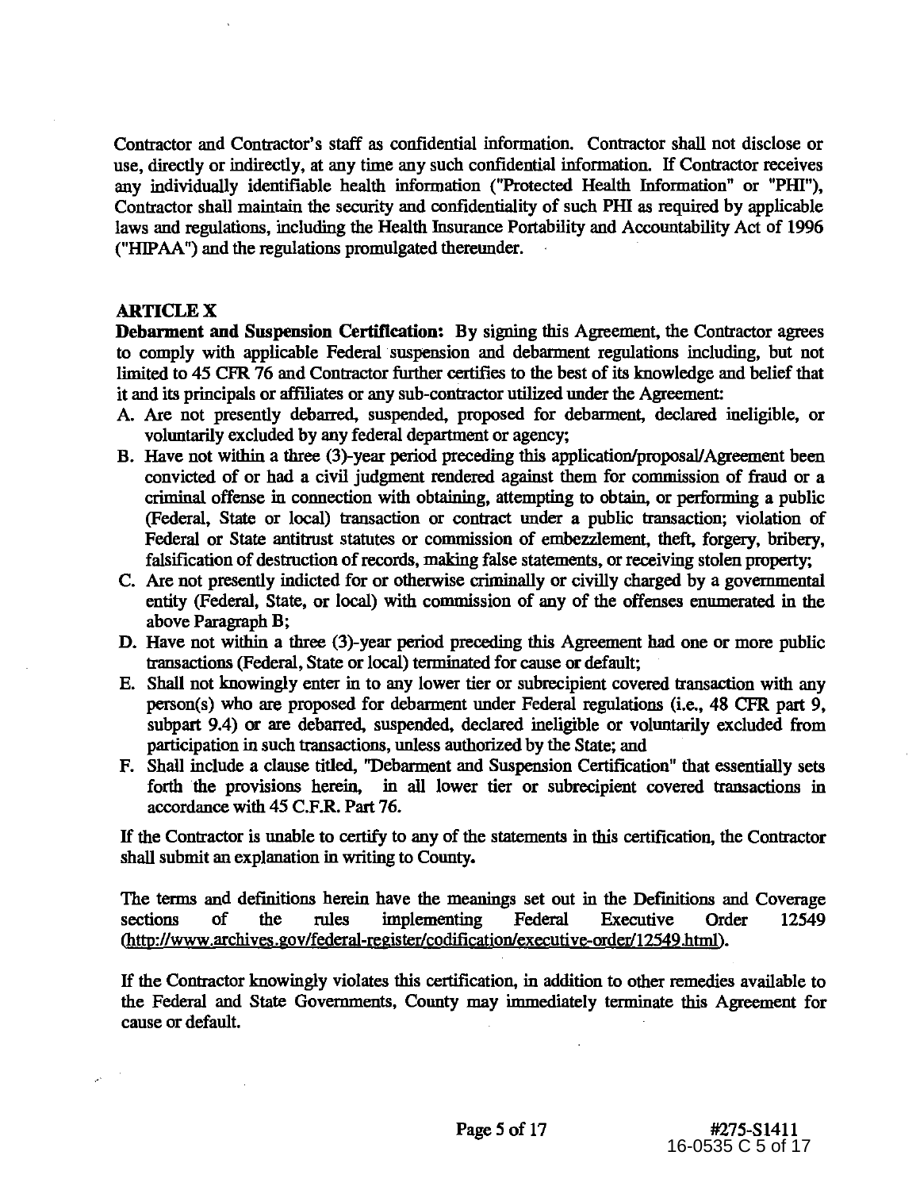Contractor and Contractor's staff as confidential information. Contractor shall not disclose or use, directly or indirectly, at any time any such confidential information. If Contractor receives any individually identifiable health information ("Protected Health Information" or "PHI"), Contractor shall maintain the security and confidentiality of such PHI as required by applicable laws and regulations, including the Health Insurance Portability and Accountability Act of 1996 ("HIPAA") and the regulations promulgated thereunder.

**ARTICLE X**

**Debarment and Suspension Certification:** By signing this Agreement, the Contractor agrees to comply with applicable Federal suspension and debarment regulations including, but not limited to 45 CFR 76 and Contractor further certifies to the best of its knowledge and belief that it and its principals or affiliates or any sub-contractor utilized under the Agreement:

A. Are not presently debarred, suspended, proposed for debarment, declared ineligible, or voluntarily excluded by any federal department or agency;
B. Have not within a three (3)-year period preceding this application/proposal/Agreement been convicted of or had a civil judgment rendered against them for commission of fraud or a criminal offense in connection with obtaining, attempting to obtain, or performing a public (Federal, State or local) transaction or contract under a public transaction; violation of Federal or State antitrust statutes or commission of embezzlement, theft, forgery, bribery, falsification of destruction of records, making false statements, or receiving stolen property;
C. Are not presently indicted for or otherwise criminally or civilly charged by a governmental entity (Federal, State, or local) with commission of any of the offenses enumerated in the above Paragraph B;
D. Have not within a three (3)-year period preceding this Agreement had one or more public transactions (Federal, State or local) terminated for cause or default;
E. Shall not knowingly enter in to any lower tier or subrecipient covered transaction with any person(s) who are proposed for debarment under Federal regulations (i.e., 48 CFR part 9, subpart 9.4) or are debarred, suspended, declared ineligible or voluntarily excluded from participation in such transactions, unless authorized by the State; and
F. Shall include a clause titled, "Debarment and Suspension Certification" that essentially sets forth the provisions herein, in all lower tier or subrecipient covered transactions in accordance with 45 C.F.R. Part 76.

If the Contractor is unable to certify to any of the statements in this certification, the Contractor shall submit an explanation in writing to County.

The terms and definitions herein have the meanings set out in the Definitions and Coverage sections of the rules implementing Federal Executive Order 12549 (http://www.archives.gov/federal-register/codification/executive-order/12549.html).

If the Contractor knowingly violates this certification, in addition to other remedies available to the Federal and State Governments, County may immediately terminate this Agreement for cause or default.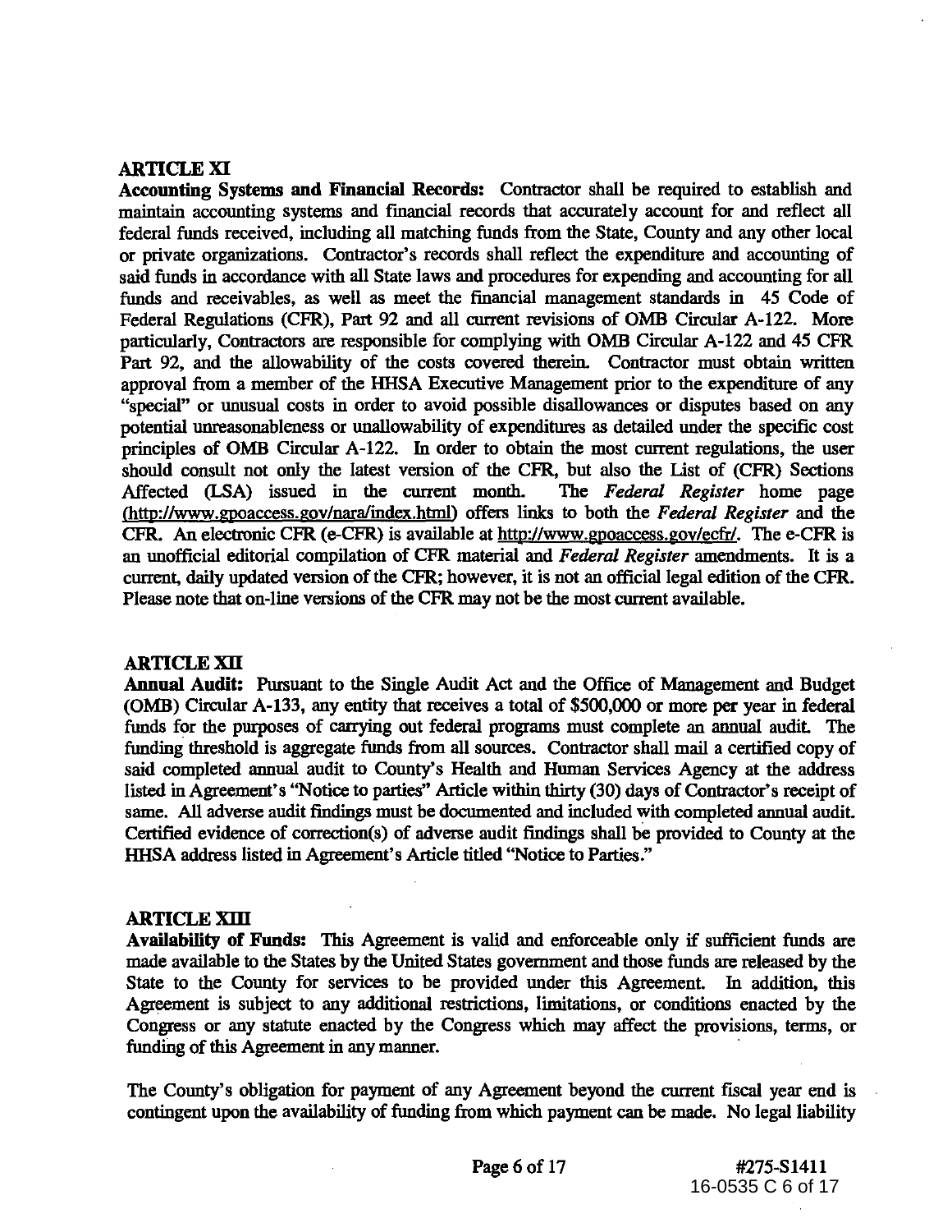## ARTICLE XI

**Accounting Systems and Financial Records:** Contractor shall be required to establish and maintain accounting systems and financial records that accurately account for and reflect all federal funds received, including all matching funds from the State, County and any other local or private organizations. Contractor's records shall reflect the expenditure and accounting of said funds in accordance with all State laws and procedures for expending and accounting for all funds and receivables, as well as meet the financial management standards in 45 Code of Federal Regulations (CFR), Part 92 and all current revisions of OMB Circular A-122. More particularly, Contractors are responsible for complying with OMB Circular A-122 and 45 CFR Part 92, and the allowability of the costs covered therein. Contractor must obtain written approval from a member of the HHSA Executive Management prior to the expenditure of any "special" or unusual costs in order to avoid possible disallowances or disputes based on any potential unreasonableness or unallowability of expenditures as detailed under the specific cost principles of OMB Circular A-122. In order to obtain the most current regulations, the user should consult not only the latest version of the CFR, but also the List of (CFR) Sections Affected (LSA) issued in the current month. The *Federal Register* home page (http://www.gpoaccess.gov/nara/index.html) offers links to both the *Federal Register* and the CFR. An electronic CFR (e-CFR) is available at http://www.gpoaccess.gov/ecfr/. The e-CFR is an unofficial editorial compilation of CFR material and *Federal Register* amendments. It is a current, daily updated version of the CFR; however, it is not an official legal edition of the CFR. Please note that on-line versions of the CFR may not be the most current available.

## ARTICLE XII

**Annual Audit:** Pursuant to the Single Audit Act and the Office of Management and Budget (OMB) Circular A-133, any entity that receives a total of $500,000 or more per year in federal funds for the purposes of carrying out federal programs must complete an annual audit. The funding threshold is aggregate funds from all sources. Contractor shall mail a certified copy of said completed annual audit to County's Health and Human Services Agency at the address listed in Agreement's "Notice to parties" Article within thirty (30) days of Contractor's receipt of same. All adverse audit findings must be documented and included with completed annual audit. Certified evidence of correction(s) of adverse audit findings shall be provided to County at the HHSA address listed in Agreement's Article titled "Notice to Parties."

## ARTICLE XIII

**Availability of Funds:** This Agreement is valid and enforceable only if sufficient funds are made available to the States by the United States government and those funds are released by the State to the County for services to be provided under this Agreement. In addition, this Agreement is subject to any additional restrictions, limitations, or conditions enacted by the Congress or any statute enacted by the Congress which may affect the provisions, terms, or funding of this Agreement in any manner.

The County's obligation for payment of any Agreement beyond the current fiscal year end is contingent upon the availability of funding from which payment can be made. No legal liability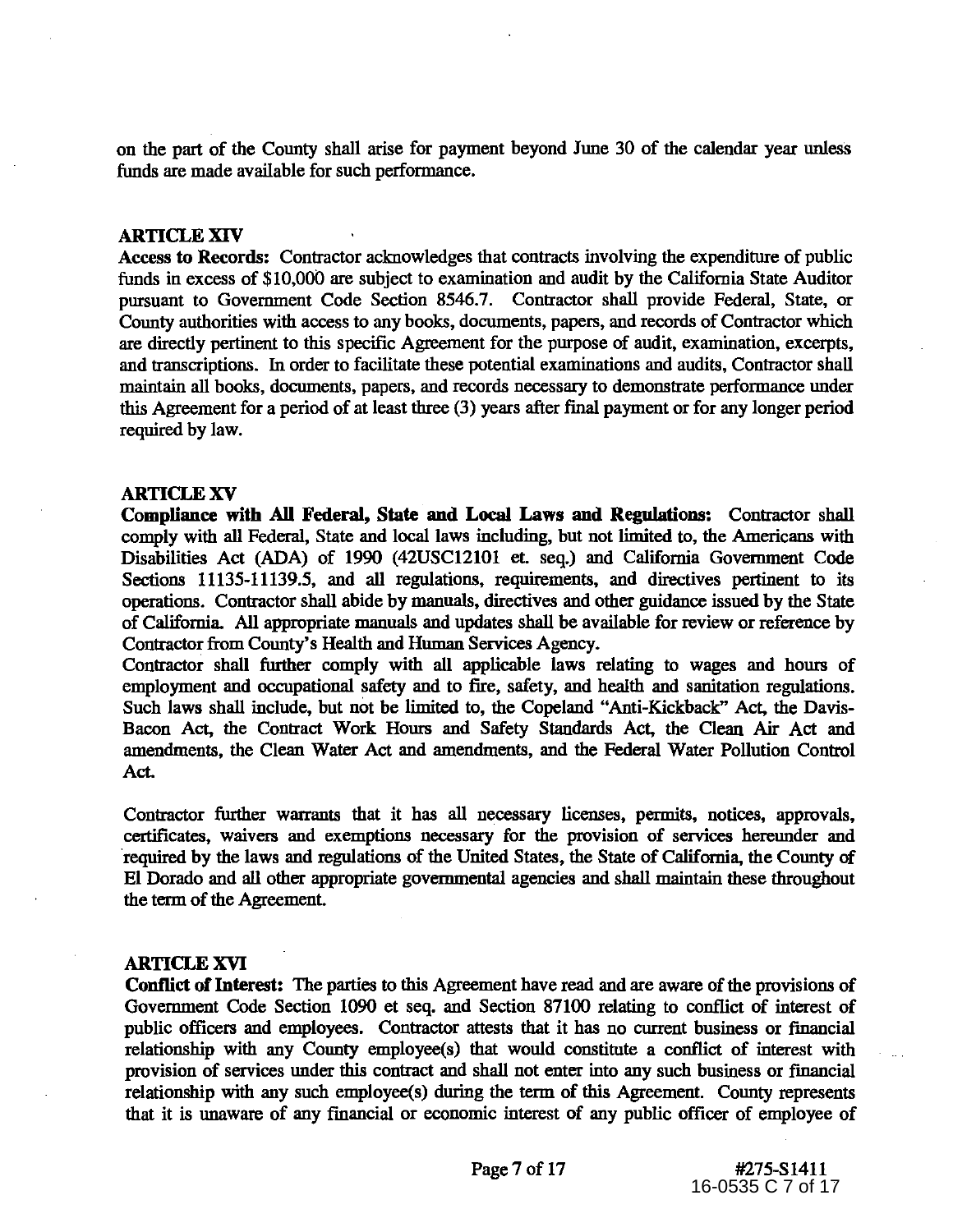on the part of the County shall arise for payment beyond June 30 of the calendar year unless funds are made available for such performance.

**ARTICLE XIV**

**Access to Records:** Contractor acknowledges that contracts involving the expenditure of public funds in excess of $10,000 are subject to examination and audit by the California State Auditor pursuant to Government Code Section 8546.7. Contractor shall provide Federal, State, or County authorities with access to any books, documents, papers, and records of Contractor which are directly pertinent to this specific Agreement for the purpose of audit, examination, excerpts, and transcriptions. In order to facilitate these potential examinations and audits, Contractor shall maintain all books, documents, papers, and records necessary to demonstrate performance under this Agreement for a period of at least three (3) years after final payment or for any longer period required by law.

**ARTICLE XV**

**Compliance with All Federal, State and Local Laws and Regulations:** Contractor shall comply with all Federal, State and local laws including, but not limited to, the Americans with Disabilities Act (ADA) of 1990 (42USC12101 et. seq.) and California Government Code Sections 11135-11139.5, and all regulations, requirements, and directives pertinent to its operations. Contractor shall abide by manuals, directives and other guidance issued by the State of California. All appropriate manuals and updates shall be available for review or reference by Contractor from County's Health and Human Services Agency.

Contractor shall further comply with all applicable laws relating to wages and hours of employment and occupational safety and to fire, safety, and health and sanitation regulations. Such laws shall include, but not be limited to, the Copeland "Anti-Kickback" Act, the Davis-Bacon Act, the Contract Work Hours and Safety Standards Act, the Clean Air Act and amendments, the Clean Water Act and amendments, and the Federal Water Pollution Control Act.

Contractor further warrants that it has all necessary licenses, permits, notices, approvals, certificates, waivers and exemptions necessary for the provision of services hereunder and required by the laws and regulations of the United States, the State of California, the County of El Dorado and all other appropriate governmental agencies and shall maintain these throughout the term of the Agreement.

**ARTICLE XVI**

**Conflict of Interest:** The parties to this Agreement have read and are aware of the provisions of Government Code Section 1090 et seq. and Section 87100 relating to conflict of interest of public officers and employees. Contractor attests that it has no current business or financial relationship with any County employee(s) that would constitute a conflict of interest with provision of services under this contract and shall not enter into any such business or financial relationship with any such employee(s) during the term of this Agreement. County represents that it is unaware of any financial or economic interest of any public officer of employee of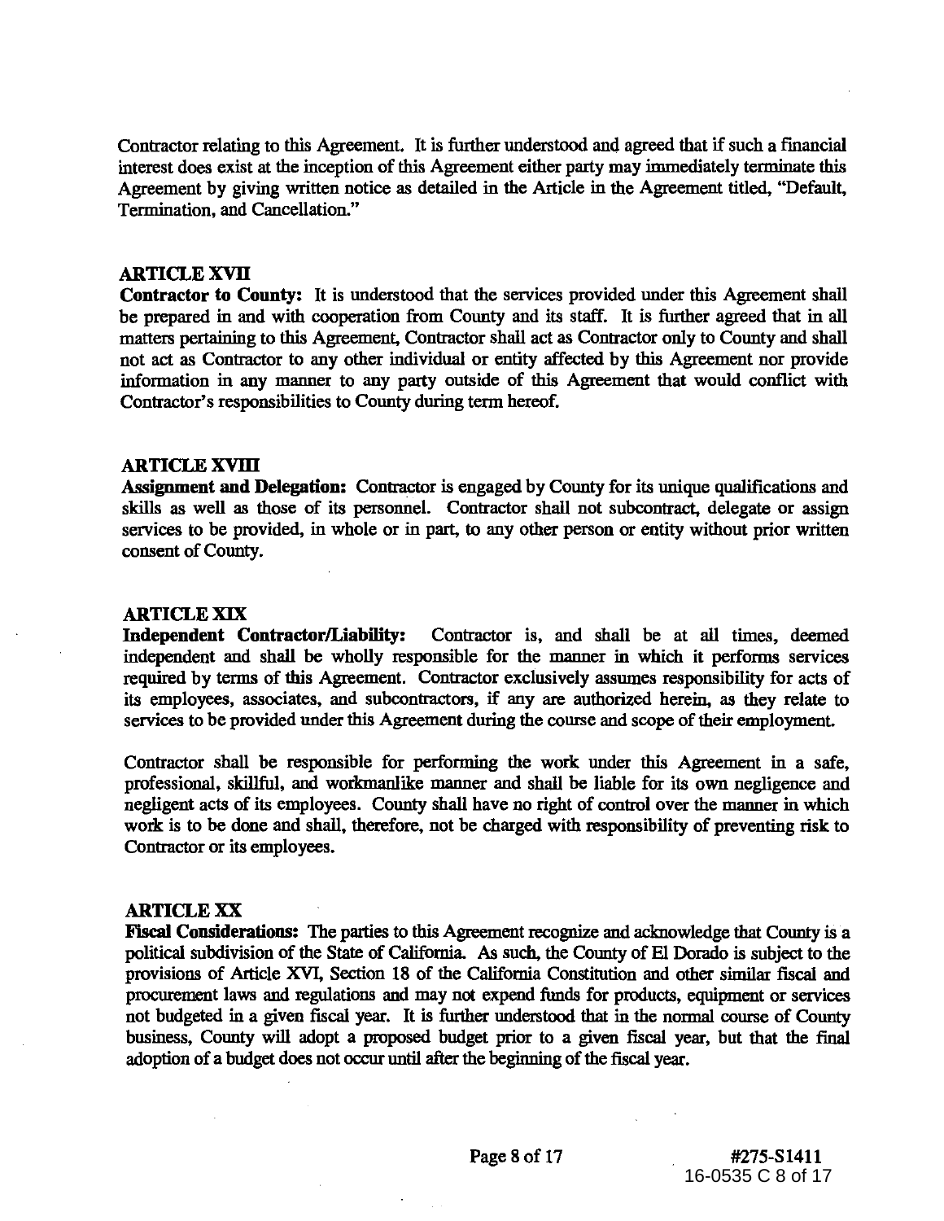Contractor relating to this Agreement. It is further understood and agreed that if such a financial interest does exist at the inception of this Agreement either party may immediately terminate this Agreement by giving written notice as detailed in the Article in the Agreement titled, "Default, Termination, and Cancellation."

## ARTICLE XVII

**Contractor to County:** It is understood that the services provided under this Agreement shall be prepared in and with cooperation from County and its staff. It is further agreed that in all matters pertaining to this Agreement, Contractor shall act as Contractor only to County and shall not act as Contractor to any other individual or entity affected by this Agreement nor provide information in any manner to any party outside of this Agreement that would conflict with Contractor's responsibilities to County during term hereof.

## ARTICLE XVIII

**Assignment and Delegation:** Contractor is engaged by County for its unique qualifications and skills as well as those of its personnel. Contractor shall not subcontract, delegate or assign services to be provided, in whole or in part, to any other person or entity without prior written consent of County.

## ARTICLE XIX

**Independent Contractor/Liability:** Contractor is, and shall be at all times, deemed independent and shall be wholly responsible for the manner in which it performs services required by terms of this Agreement. Contractor exclusively assumes responsibility for acts of its employees, associates, and subcontractors, if any are authorized herein, as they relate to services to be provided under this Agreement during the course and scope of their employment.

Contractor shall be responsible for performing the work under this Agreement in a safe, professional, skillful, and workmanlike manner and shall be liable for its own negligence and negligent acts of its employees. County shall have no right of control over the manner in which work is to be done and shall, therefore, not be charged with responsibility of preventing risk to Contractor or its employees.

## ARTICLE XX

**Fiscal Considerations:** The parties to this Agreement recognize and acknowledge that County is a political subdivision of the State of California. As such, the County of El Dorado is subject to the provisions of Article XVI, Section 18 of the California Constitution and other similar fiscal and procurement laws and regulations and may not expend funds for products, equipment or services not budgeted in a given fiscal year. It is further understood that in the normal course of County business, County will adopt a proposed budget prior to a given fiscal year, but that the final adoption of a budget does not occur until after the beginning of the fiscal year.

#275-S1411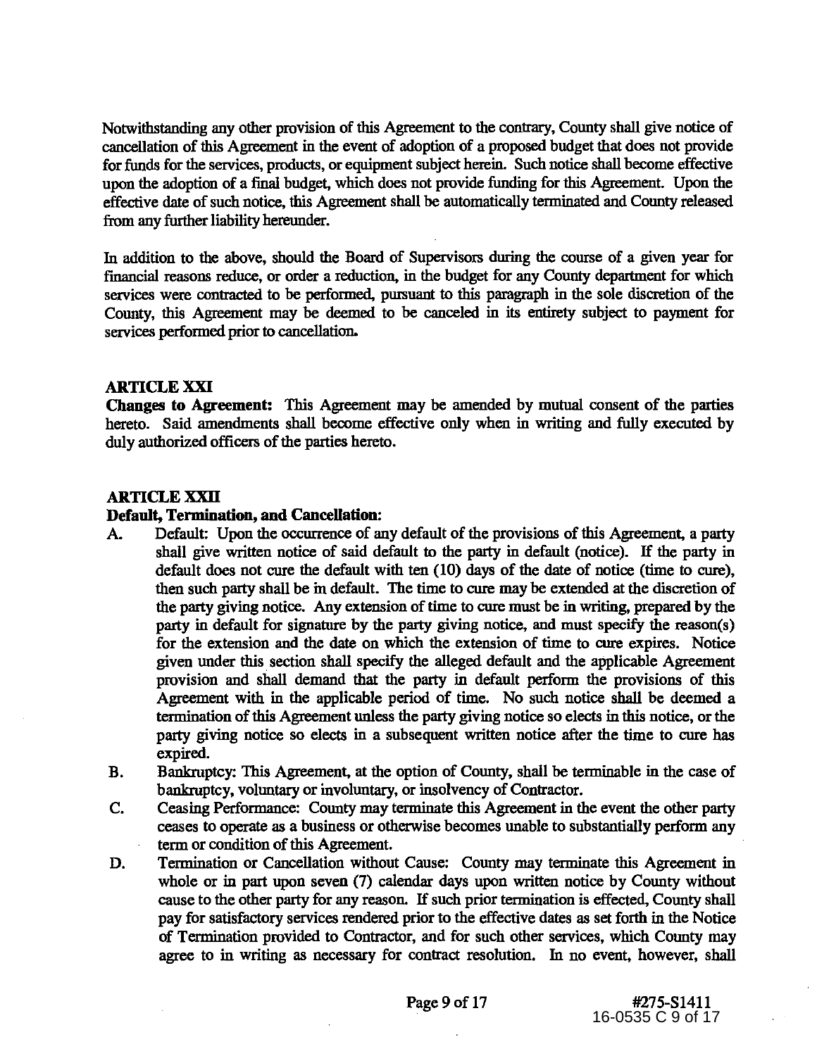Notwithstanding any other provision of this Agreement to the contrary, County shall give notice of cancellation of this Agreement in the event of adoption of a proposed budget that does not provide for funds for the services, products, or equipment subject herein. Such notice shall become effective upon the adoption of a final budget, which does not provide funding for this Agreement. Upon the effective date of such notice, this Agreement shall be automatically terminated and County released from any further liability hereunder.

In addition to the above, should the Board of Supervisors during the course of a given year for financial reasons reduce, or order a reduction, in the budget for any County department for which services were contracted to be performed, pursuant to this paragraph in the sole discretion of the County, this Agreement may be deemed to be canceled in its entirety subject to payment for services performed prior to cancellation.

**ARTICLE XXI**

**Changes to Agreement:** This Agreement may be amended by mutual consent of the parties hereto. Said amendments shall become effective only when in writing and fully executed by duly authorized officers of the parties hereto.

**ARTICLE XXII**

**Default, Termination, and Cancellation:**

A. Default: Upon the occurrence of any default of the provisions of this Agreement, a party shall give written notice of said default to the party in default (notice). If the party in default does not cure the default with ten (10) days of the date of notice (time to cure), then such party shall be in default. The time to cure may be extended at the discretion of the party giving notice. Any extension of time to cure must be in writing, prepared by the party in default for signature by the party giving notice, and must specify the reason(s) for the extension and the date on which the extension of time to cure expires. Notice given under this section shall specify the alleged default and the applicable Agreement provision and shall demand that the party in default perform the provisions of this Agreement with in the applicable period of time. No such notice shall be deemed a termination of this Agreement unless the party giving notice so elects in this notice, or the party giving notice so elects in a subsequent written notice after the time to cure has expired.

B. Bankruptcy: This Agreement, at the option of County, shall be terminable in the case of bankruptcy, voluntary or involuntary, or insolvency of Contractor.

C. Ceasing Performance: County may terminate this Agreement in the event the other party ceases to operate as a business or otherwise becomes unable to substantially perform any term or condition of this Agreement.

D. Termination or Cancellation without Cause: County may terminate this Agreement in whole or in part upon seven (7) calendar days upon written notice by County without cause to the other party for any reason. If such prior termination is effected, County shall pay for satisfactory services rendered prior to the effective dates as set forth in the Notice of Termination provided to Contractor, and for such other services, which County may agree to in writing as necessary for contract resolution. In no event, however, shall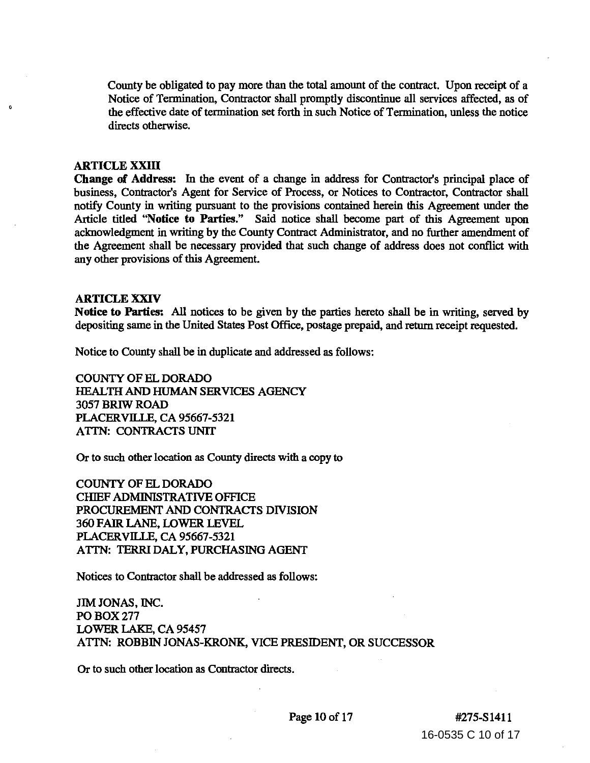County be obligated to pay more than the total amount of the contract. Upon receipt of a Notice of Termination, Contractor shall promptly discontinue all services affected, as of the effective date of termination set forth in such Notice of Termination, unless the notice directs otherwise.

**ARTICLE XXIII**

**Change of Address:** In the event of a change in address for Contractor's principal place of business, Contractor's Agent for Service of Process, or Notices to Contractor, Contractor shall notify County in writing pursuant to the provisions contained herein this Agreement under the Article titled "**Notice to Parties.**" Said notice shall become part of this Agreement upon acknowledgment in writing by the County Contract Administrator, and no further amendment of the Agreement shall be necessary provided that such change of address does not conflict with any other provisions of this Agreement.

**ARTICLE XXIV**

**Notice to Parties:** All notices to be given by the parties hereto shall be in writing, served by depositing same in the United States Post Office, postage prepaid, and return receipt requested.

Notice to County shall be in duplicate and addressed as follows:

COUNTY OF EL DORADO
HEALTH AND HUMAN SERVICES AGENCY
3057 BRIW ROAD
PLACERVILLE, CA 95667-5321
ATTN: CONTRACTS UNIT

Or to such other location as County directs with a copy to

COUNTY OF EL DORADO
CHIEF ADMINISTRATIVE OFFICE
PROCUREMENT AND CONTRACTS DIVISION
360 FAIR LANE, LOWER LEVEL
PLACERVILLE, CA 95667-5321
ATTN: TERRI DALY, PURCHASING AGENT

Notices to Contractor shall be addressed as follows:

JIM JONAS, INC.
PO BOX 277
LOWER LAKE, CA 95457
ATTN: ROBBIN JONAS-KRONK, VICE PRESIDENT, OR SUCCESSOR

Or to such other location as Contractor directs.

#275-S1411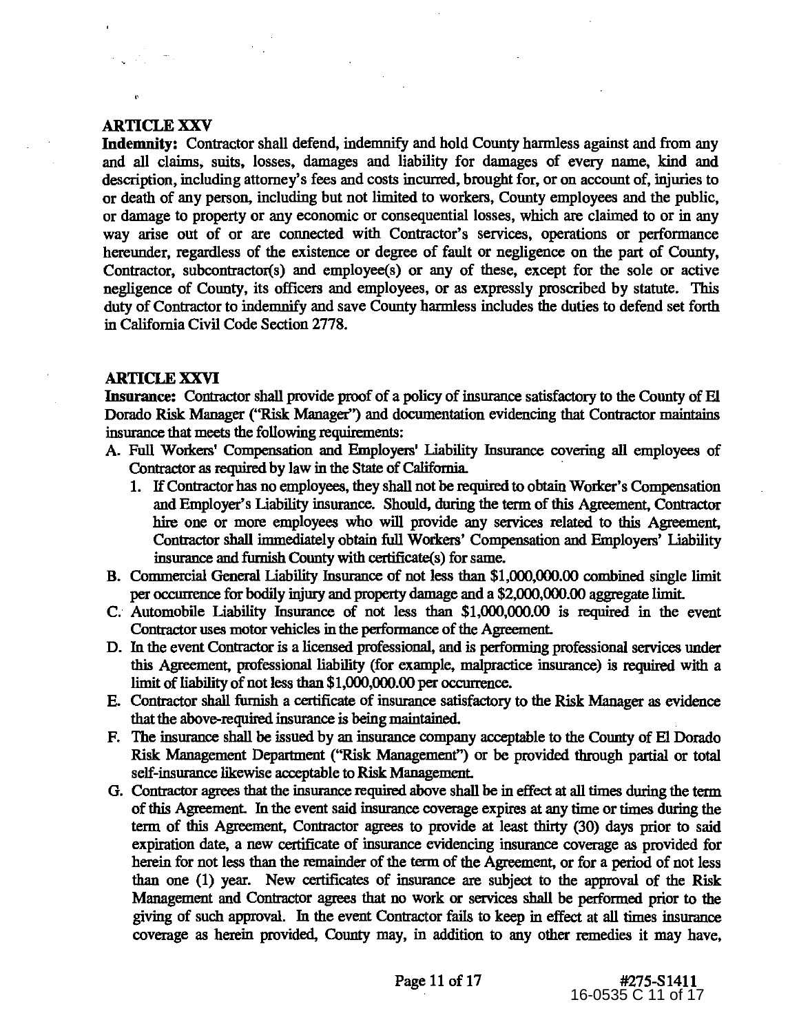## ARTICLE XXV

**Indemnity:** Contractor shall defend, indemnify and hold County harmless against and from any and all claims, suits, losses, damages and liability for damages of every name, kind and description, including attorney's fees and costs incurred, brought for, or on account of, injuries to or death of any person, including but not limited to workers, County employees and the public, or damage to property or any economic or consequential losses, which are claimed to or in any way arise out of or are connected with Contractor's services, operations or performance hereunder, regardless of the existence or degree of fault or negligence on the part of County, Contractor, subcontractor(s) and employee(s) or any of these, except for the sole or active negligence of County, its officers and employees, or as expressly proscribed by statute. This duty of Contractor to indemnify and save County harmless includes the duties to defend set forth in California Civil Code Section 2778.

## ARTICLE XXVI

**Insurance:** Contractor shall provide proof of a policy of insurance satisfactory to the County of El Dorado Risk Manager ("Risk Manager") and documentation evidencing that Contractor maintains insurance that meets the following requirements:

A. Full Workers' Compensation and Employers' Liability Insurance covering all employees of Contractor as required by law in the State of California.
   1. If Contractor has no employees, they shall not be required to obtain Worker's Compensation and Employer's Liability insurance. Should, during the term of this Agreement, Contractor hire one or more employees who will provide any services related to this Agreement, Contractor shall immediately obtain full Workers' Compensation and Employers' Liability insurance and furnish County with certificate(s) for same.

B. Commercial General Liability Insurance of not less than $1,000,000.00 combined single limit per occurrence for bodily injury and property damage and a $2,000,000.00 aggregate limit.

C. Automobile Liability Insurance of not less than $1,000,000.00 is required in the event Contractor uses motor vehicles in the performance of the Agreement.

D. In the event Contractor is a licensed professional, and is performing professional services under this Agreement, professional liability (for example, malpractice insurance) is required with a limit of liability of not less than $1,000,000.00 per occurrence.

E. Contractor shall furnish a certificate of insurance satisfactory to the Risk Manager as evidence that the above-required insurance is being maintained.

F. The insurance shall be issued by an insurance company acceptable to the County of El Dorado Risk Management Department ("Risk Management") or be provided through partial or total self-insurance likewise acceptable to Risk Management.

G. Contractor agrees that the insurance required above shall be in effect at all times during the term of this Agreement. In the event said insurance coverage expires at any time or times during the term of this Agreement, Contractor agrees to provide at least thirty (30) days prior to said expiration date, a new certificate of insurance evidencing insurance coverage as provided for herein for not less than the remainder of the term of the Agreement, or for a period of not less than one (1) year. New certificates of insurance are subject to the approval of the Risk Management and Contractor agrees that no work or services shall be performed prior to the giving of such approval. In the event Contractor fails to keep in effect at all times insurance coverage as herein provided, County may, in addition to any other remedies it may have,

#275-S1411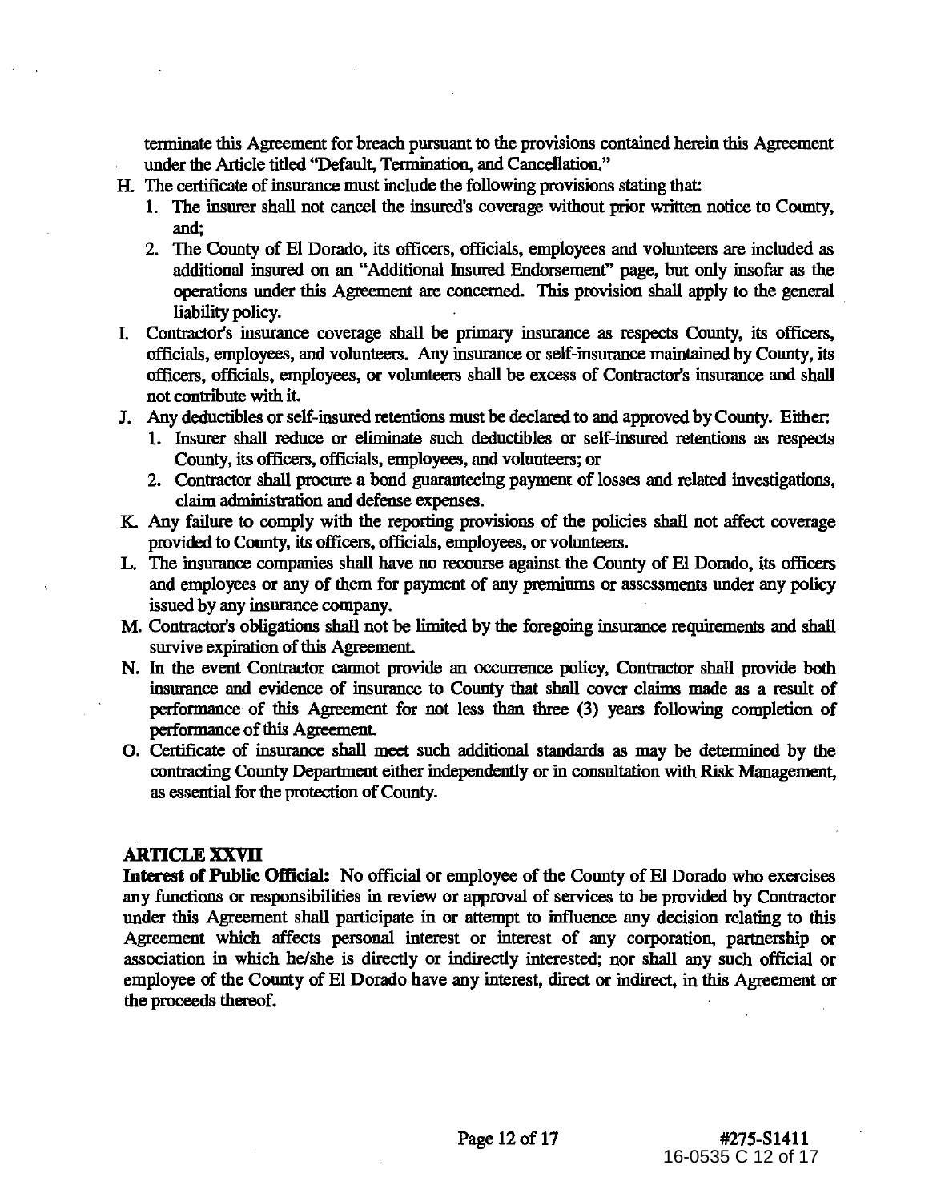terminate this Agreement for breach pursuant to the provisions contained herein this Agreement under the Article titled "Default, Termination, and Cancellation."

H. The certificate of insurance must include the following provisions stating that:
   1. The insurer shall not cancel the insured's coverage without prior written notice to County, and;
   2. The County of El Dorado, its officers, officials, employees and volunteers are included as additional insured on an "Additional Insured Endorsement" page, but only insofar as the operations under this Agreement are concerned. This provision shall apply to the general liability policy.

I. Contractor's insurance coverage shall be primary insurance as respects County, its officers, officials, employees, and volunteers. Any insurance or self-insurance maintained by County, its officers, officials, employees, or volunteers shall be excess of Contractor's insurance and shall not contribute with it.

J. Any deductibles or self-insured retentions must be declared to and approved by County. Either:
   1. Insurer shall reduce or eliminate such deductibles or self-insured retentions as respects County, its officers, officials, employees, and volunteers; or
   2. Contractor shall procure a bond guaranteeing payment of losses and related investigations, claim administration and defense expenses.

K. Any failure to comply with the reporting provisions of the policies shall not affect coverage provided to County, its officers, officials, employees, or volunteers.

L. The insurance companies shall have no recourse against the County of El Dorado, its officers and employees or any of them for payment of any premiums or assessments under any policy issued by any insurance company.

M. Contractor's obligations shall not be limited by the foregoing insurance requirements and shall survive expiration of this Agreement.

N. In the event Contractor cannot provide an occurrence policy, Contractor shall provide both insurance and evidence of insurance to County that shall cover claims made as a result of performance of this Agreement for not less than three (3) years following completion of performance of this Agreement.

O. Certificate of insurance shall meet such additional standards as may be determined by the contracting County Department either independently or in consultation with Risk Management, as essential for the protection of County.

**ARTICLE XXVII**

**Interest of Public Official:** No official or employee of the County of El Dorado who exercises any functions or responsibilities in review or approval of services to be provided by Contractor under this Agreement shall participate in or attempt to influence any decision relating to this Agreement which affects personal interest or interest of any corporation, partnership or association in which he/she is directly or indirectly interested; nor shall any such official or employee of the County of El Dorado have any interest, direct or indirect, in this Agreement or the proceeds thereof.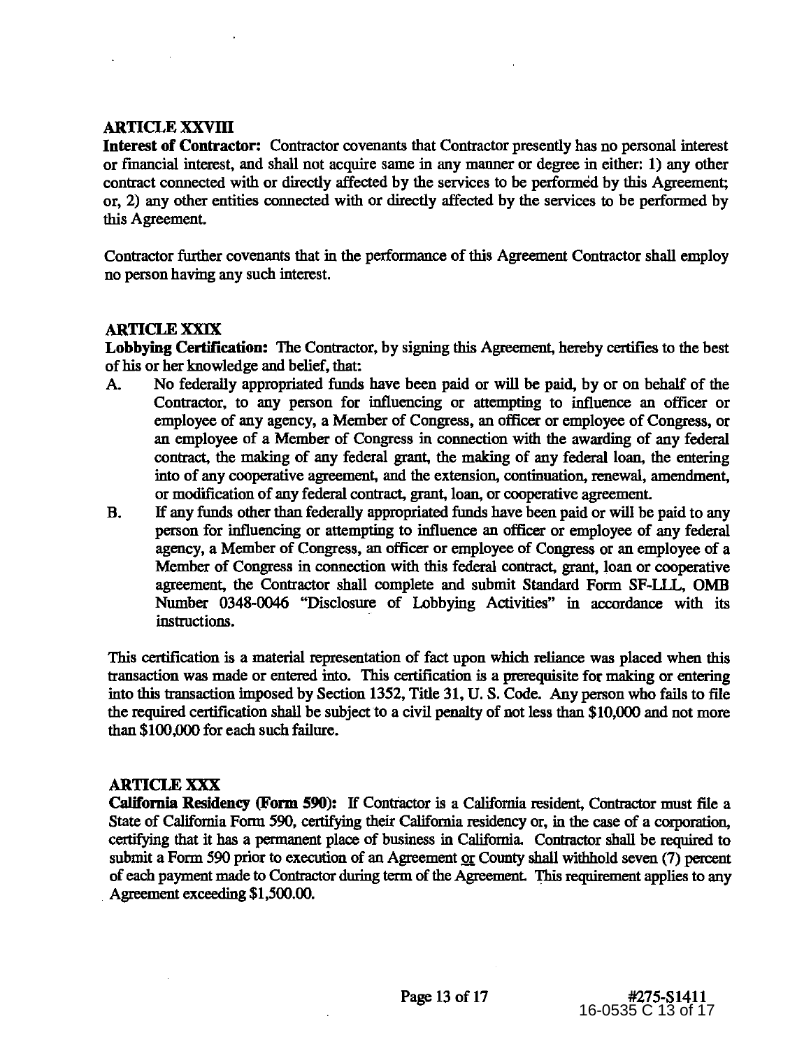**ARTICLE XXVIII**

**Interest of Contractor:** Contractor covenants that Contractor presently has no personal interest or financial interest, and shall not acquire same in any manner or degree in either: 1) any other contract connected with or directly affected by the services to be performed by this Agreement; or, 2) any other entities connected with or directly affected by the services to be performed by this Agreement.

Contractor further covenants that in the performance of this Agreement Contractor shall employ no person having any such interest.

**ARTICLE XXIX**

**Lobbying Certification:** The Contractor, by signing this Agreement, hereby certifies to the best of his or her knowledge and belief, that:

A. No federally appropriated funds have been paid or will be paid, by or on behalf of the Contractor, to any person for influencing or attempting to influence an officer or employee of any agency, a Member of Congress, an officer or employee of Congress, or an employee of a Member of Congress in connection with the awarding of any federal contract, the making of any federal grant, the making of any federal loan, the entering into of any cooperative agreement, and the extension, continuation, renewal, amendment, or modification of any federal contract, grant, loan, or cooperative agreement.

B. If any funds other than federally appropriated funds have been paid or will be paid to any person for influencing or attempting to influence an officer or employee of any federal agency, a Member of Congress, an officer or employee of Congress or an employee of a Member of Congress in connection with this federal contract, grant, loan or cooperative agreement, the Contractor shall complete and submit Standard Form SF-LLL, OMB Number 0348-0046 "Disclosure of Lobbying Activities" in accordance with its instructions.

This certification is a material representation of fact upon which reliance was placed when this transaction was made or entered into. This certification is a prerequisite for making or entering into this transaction imposed by Section 1352, Title 31, U. S. Code. Any person who fails to file the required certification shall be subject to a civil penalty of not less than $10,000 and not more than $100,000 for each such failure.

**ARTICLE XXX**

**California Residency (Form 590):** If Contractor is a California resident, Contractor must file a State of California Form 590, certifying their California residency or, in the case of a corporation, certifying that it has a permanent place of business in California. Contractor shall be required to submit a Form 590 prior to execution of an Agreement <u>or</u> County shall withhold seven (7) percent of each payment made to Contractor during term of the Agreement. This requirement applies to any Agreement exceeding $1,500.00.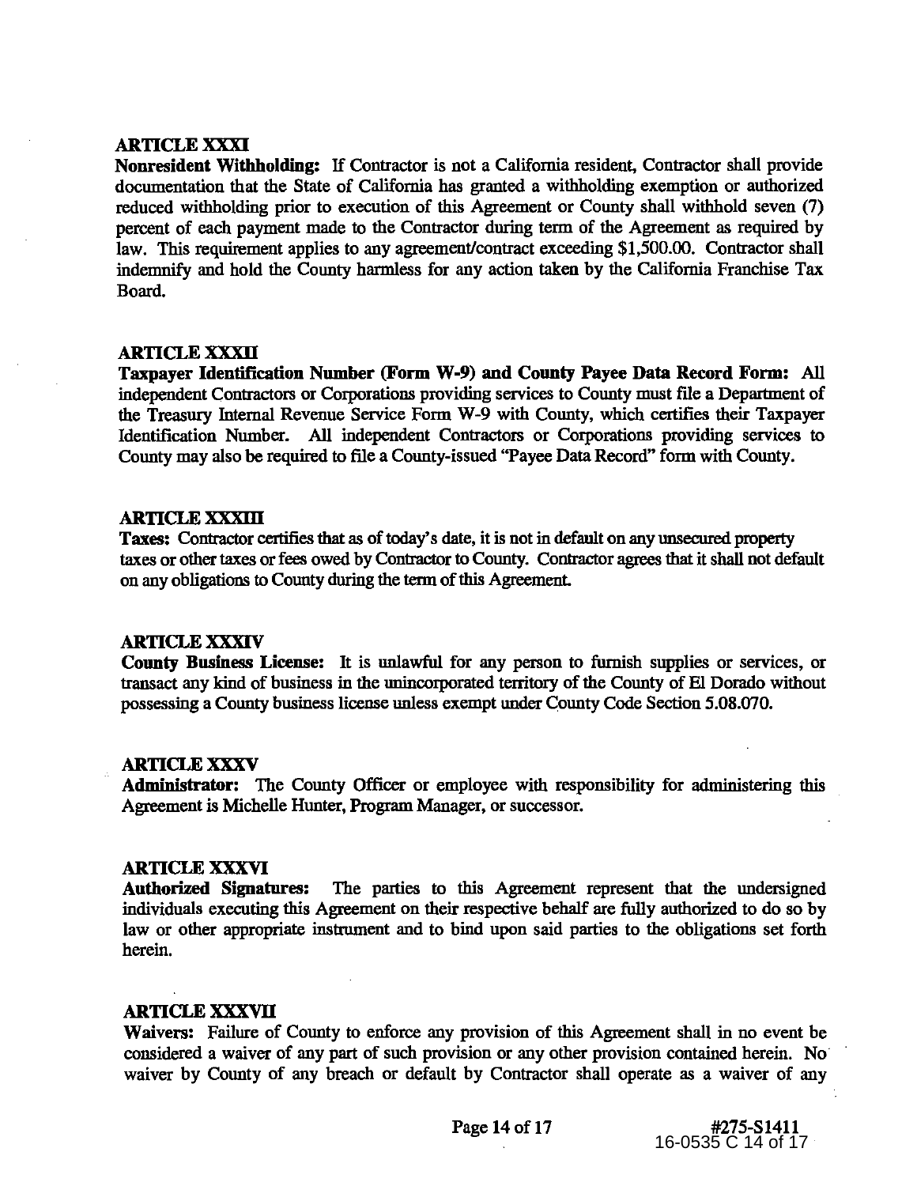**ARTICLE XXXI**

**Nonresident Withholding:** If Contractor is not a California resident, Contractor shall provide documentation that the State of California has granted a withholding exemption or authorized reduced withholding prior to execution of this Agreement or County shall withhold seven (7) percent of each payment made to the Contractor during term of the Agreement as required by law. This requirement applies to any agreement/contract exceeding $1,500.00. Contractor shall indemnify and hold the County harmless for any action taken by the California Franchise Tax Board.

**ARTICLE XXXII**

**Taxpayer Identification Number (Form W-9) and County Payee Data Record Form:** All independent Contractors or Corporations providing services to County must file a Department of the Treasury Internal Revenue Service Form W-9 with County, which certifies their Taxpayer Identification Number. All independent Contractors or Corporations providing services to County may also be required to file a County-issued "Payee Data Record" form with County.

**ARTICLE XXXIII**

**Taxes:** Contractor certifies that as of today's date, it is not in default on any unsecured property taxes or other taxes or fees owed by Contractor to County. Contractor agrees that it shall not default on any obligations to County during the term of this Agreement.

**ARTICLE XXXIV**

**County Business License:** It is unlawful for any person to furnish supplies or services, or transact any kind of business in the unincorporated territory of the County of El Dorado without possessing a County business license unless exempt under County Code Section 5.08.070.

**ARTICLE XXXV**

**Administrator:** The County Officer or employee with responsibility for administering this Agreement is Michelle Hunter, Program Manager, or successor.

**ARTICLE XXXVI**

**Authorized Signatures:** The parties to this Agreement represent that the undersigned individuals executing this Agreement on their respective behalf are fully authorized to do so by law or other appropriate instrument and to bind upon said parties to the obligations set forth herein.

**ARTICLE XXXVII**

**Waivers:** Failure of County to enforce any provision of this Agreement shall in no event be considered a waiver of any part of such provision or any other provision contained herein. No waiver by County of any breach or default by Contractor shall operate as a waiver of any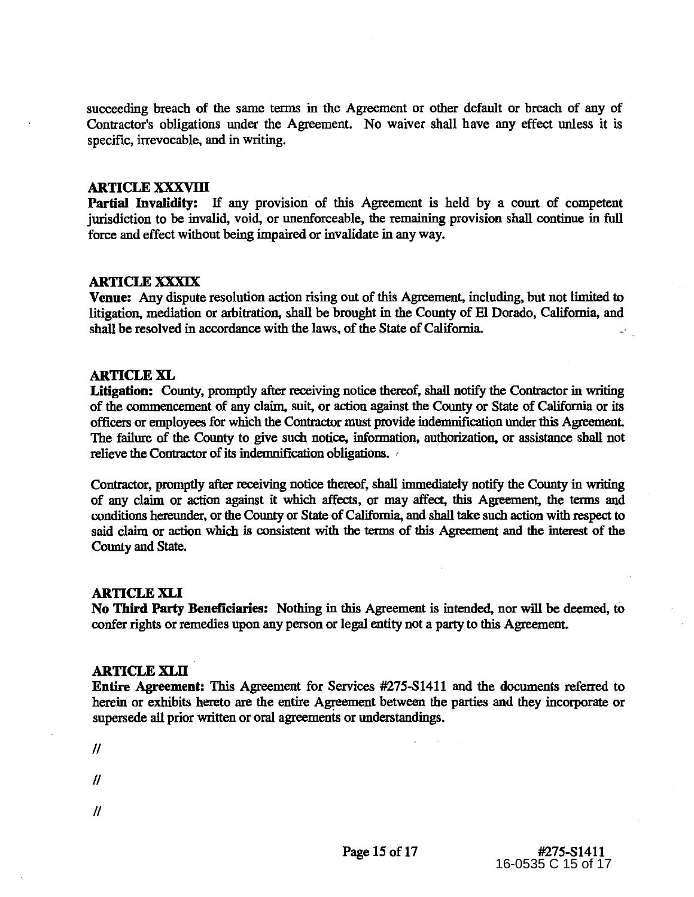succeeding breach of the same terms in the Agreement or other default or breach of any of Contractor's obligations under the Agreement. No waiver shall have any effect unless it is specific, irrevocable, and in writing.

**ARTICLE XXXVIII**

**Partial Invalidity:** If any provision of this Agreement is held by a court of competent jurisdiction to be invalid, void, or unenforceable, the remaining provision shall continue in full force and effect without being impaired or invalidate in any way.

**ARTICLE XXXIX**

**Venue:** Any dispute resolution action rising out of this Agreement, including, but not limited to litigation, mediation or arbitration, shall be brought in the County of El Dorado, California, and shall be resolved in accordance with the laws, of the State of California.

**ARTICLE XL**

**Litigation:** County, promptly after receiving notice thereof, shall notify the Contractor in writing of the commencement of any claim, suit, or action against the County or State of California or its officers or employees for which the Contractor must provide indemnification under this Agreement. The failure of the County to give such notice, information, authorization, or assistance shall not relieve the Contractor of its indemnification obligations.

Contractor, promptly after receiving notice thereof, shall immediately notify the County in writing of any claim or action against it which affects, or may affect, this Agreement, the terms and conditions hereunder, or the County or State of California, and shall take such action with respect to said claim or action which is consistent with the terms of this Agreement and the interest of the County and State.

**ARTICLE XLI**

**No Third Party Beneficiaries:** Nothing in this Agreement is intended, nor will be deemed, to confer rights or remedies upon any person or legal entity not a party to this Agreement.

**ARTICLE XLII**

**Entire Agreement:** This Agreement for Services #275-S1411 and the documents referred to herein or exhibits hereto are the entire Agreement between the parties and they incorporate or supersede all prior written or oral agreements or understandings.

//

//

//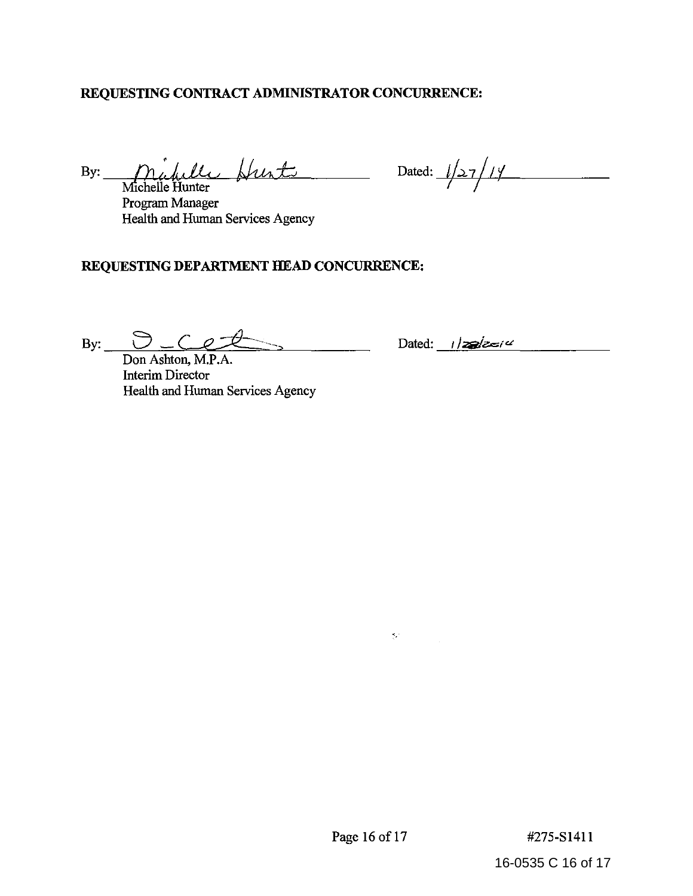**REQUESTING CONTRACT ADMINISTRATOR CONCURRENCE:**

By: Michelle Hunter  Dated: 1/27/14

Michelle Hunter
Program Manager
Health and Human Services Agency

**REQUESTING DEPARTMENT HEAD CONCURRENCE:**

By: \_\_\_\_\_\_\_\_\_\_\_\_\_\_\_\_  Dated: 1/28/2014

Don Ashton, M.P.A.
Interim Director
Health and Human Services Agency

#275-S1411

16-0535 C 16 of 17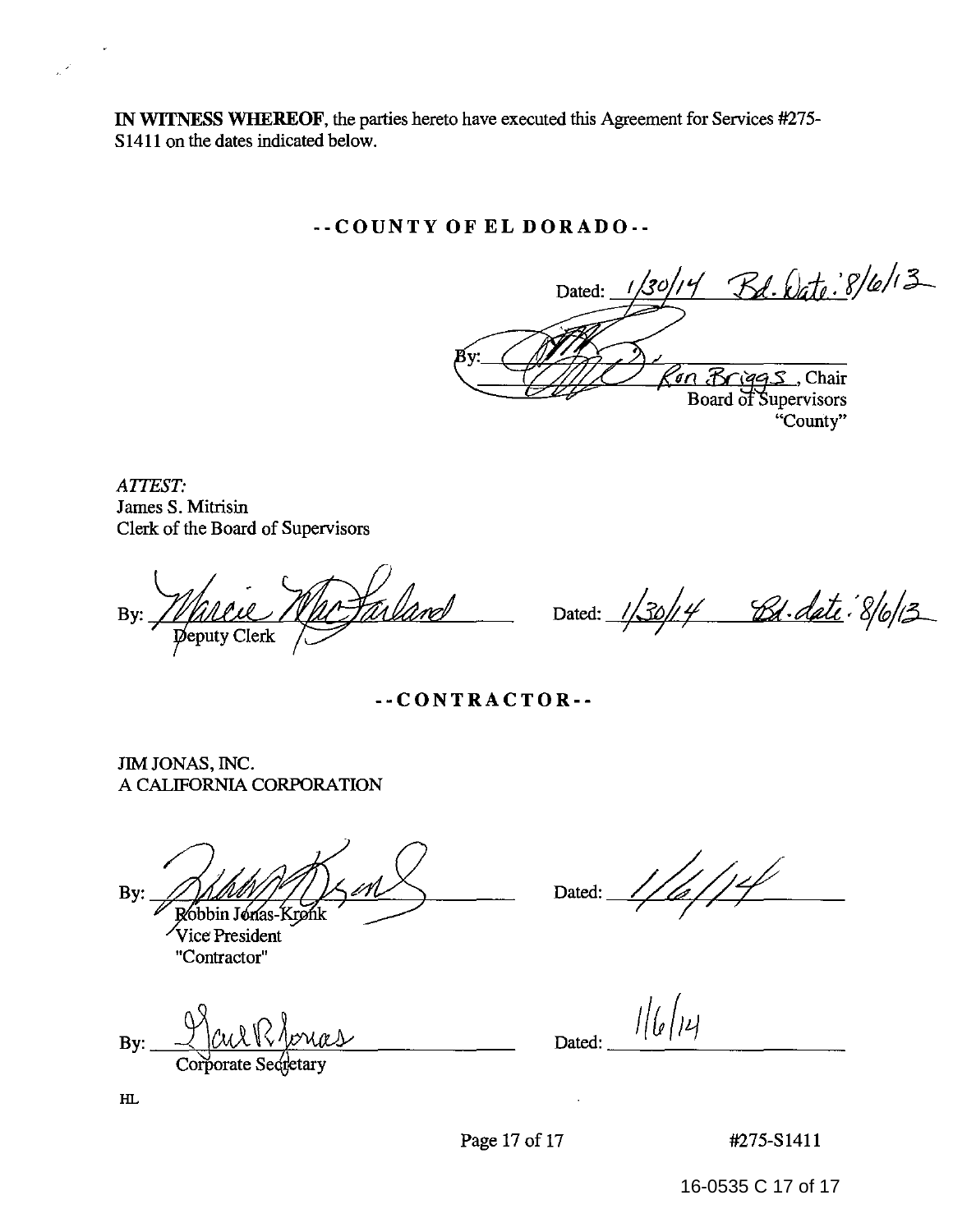**IN WITNESS WHEREOF**, the parties hereto have executed this Agreement for Services #275-S1411 on the dates indicated below.

**- - C O U N T Y O F E L D O R A D O - -**

Dated: 1/30/14 Bd. Date: 8/6/13

By: Ron Briggs, Chair
Board of Supervisors
"County"

*ATTEST:*
James S. Mitrisin
Clerk of the Board of Supervisors

By: Marcie MacFarland
Deputy Clerk

Dated: 1/30/14 Bd. date: 8/6/13

**- - C O N T R A C T O R - -**

JIM JONAS, INC.
A CALIFORNIA CORPORATION

By: Robbin Jonas-Kronk
Vice President
"Contractor"

Dated: 1/6/14

By: Gail R. Jonas
Corporate Secretary

Dated: 1/6/14

HL

#275-S1411

16-0535 C 17 of 17